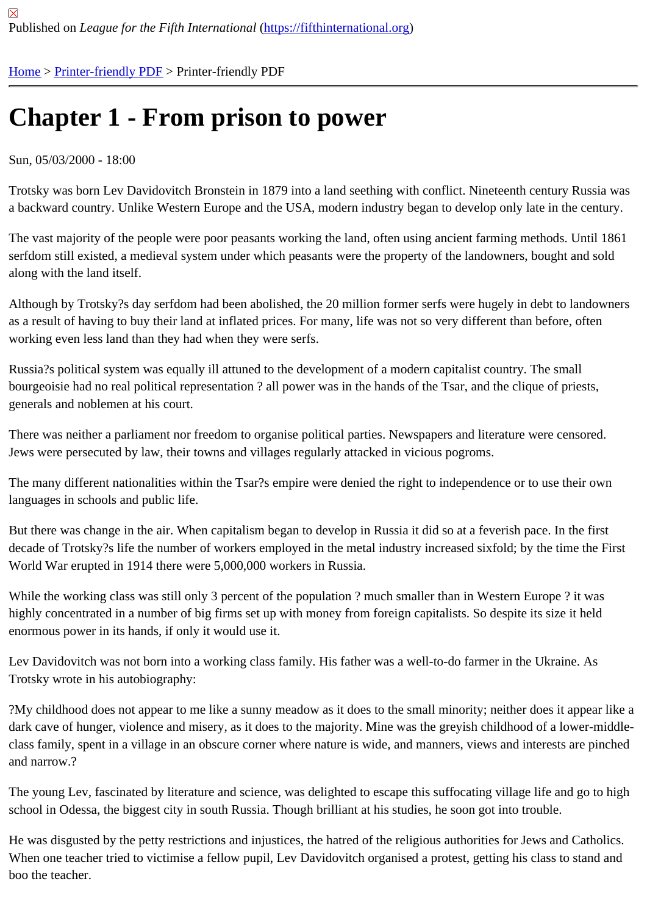Published on *League for the Fifth International* (https://fifthinternational.org)

Home > Printer-friendly PDF > Printer-friendly PDF

# Chapter 1 - From prison to power

Sun, 05/03/2000 - 18:00

Trotsky was born Lev Davidovitch Bronstein in 1879 into a land seething with conflict. Nineteenth century Russia was a backward country. Unlike Western Europe and the USA, modern industry began to develop only late in the century.

The vast majority of the people were poor peasants working the land, often using ancient farming methods. Until 1861 serfdom still existed, a medieval system under which peasants were the property of the landowners, bought and sold along with the land itself.

Although by Trotsky?s day serfdom had been abolished, the 20 million former serfs were hugely in debt to landowners as a result of having to buy their land at inflated prices. For many, life was not so very different than before, often working even less land than they had when they were serfs.

Russia?s political system was equally ill attuned to the development of a modern capitalist country. The small bourgeoisie had no real political representation ? all power was in the hands of the Tsar, and the clique of priests, generals and noblemen at his court.

There was neither a parliament nor freedom to organise political parties. Newspapers and literature were censored. Jews were persecuted by law, their towns and villages regularly attacked in vicious pogroms.

The many different nationalities within the Tsar?s empire were denied the right to independence or to use their own languages in schools and public life.

But there was change in the air. When capitalism began to develop in Russia it did so at a feverish pace. In the first decade of Trotsky?s life the number of workers employed in the metal industry increased sixfold; by the time the First World War erupted in 1914 there were 5,000,000 workers in Russia.

While the working class was still only 3 percent of the population ? much smaller than in Western Europe ? it was highly concentrated in a number of big firms set up with money from foreign capitalists. So despite its size it held enormous power in its hands, if only it would use it.

Lev Davidovitch was not born into a working class family. His father was a well-to-do farmer in the Ukraine. As Trotsky wrote in his autobiography:

?My childhood does not appear to me like a sunny meadow as it does to the small minority; neither does it appear like a dark cave of hunger, violence and misery, as it does to the majority. Mine was the greyish childhood of a lower-middle-class family, spent in a village in an obscure corner where nature is wide, and manners, views and interests are pinched and narrow.?

The young Lev, fascinated by literature and science, was delighted to escape this suffocating village life and go to high school in Odessa, the biggest city in south Russia. Though brilliant at his studies, he soon got into trouble.

He was disgusted by the petty restrictions and injustices, the hatred of the religious authorities for Jews and Catholics. When one teacher tried to victimise a fellow pupil, Lev Davidovitch organised a protest, getting his class to stand and boo the teacher.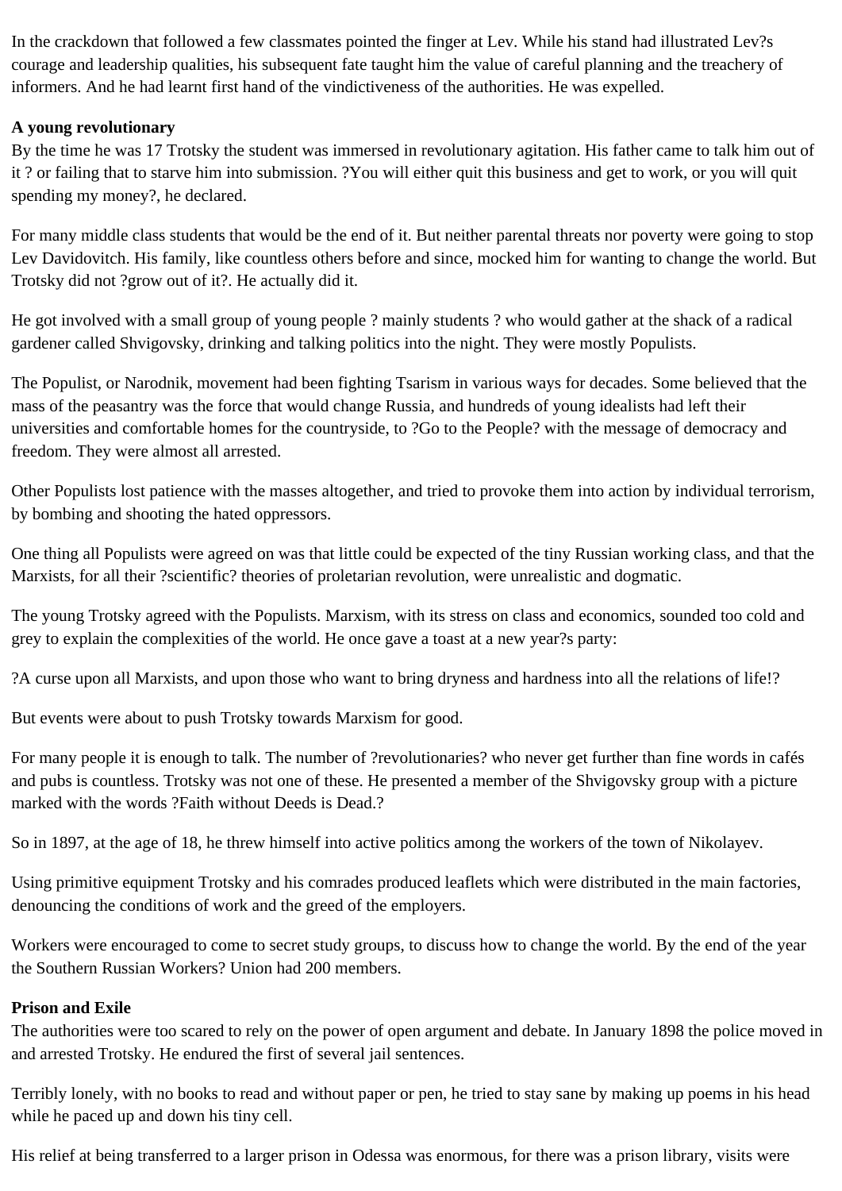In the crackdown that followed a few classmates pointed the finger at Lev. While his stand had illustrated Lev?s courage and leadership qualities, his subsequent fate taught him the value of careful planning and the treachery of informers. And he had learnt first hand of the vindictiveness of the authorities. He was expelled.

**A young revolutionary**

By the time he was 17 Trotsky the student was immersed in revolutionary agitation. His father came to talk him out of it ? or failing that to starve him into submission. ?You will either quit this business and get to work, or you will quit spending my money?, he declared.

For many middle class students that would be the end of it. But neither parental threats nor poverty were going to stop Lev Davidovitch. His family, like countless others before and since, mocked him for wanting to change the world. But Trotsky did not ?grow out of it?. He actually did it.

He got involved with a small group of young people ? mainly students ? who would gather at the shack of a radical gardener called Shvigovsky, drinking and talking politics into the night. They were mostly Populists.

The Populist, or Narodnik, movement had been fighting Tsarism in various ways for decades. Some believed that the mass of the peasantry was the force that would change Russia, and hundreds of young idealists had left their universities and comfortable homes for the countryside, to ?Go to the People? with the message of democracy and freedom. They were almost all arrested.

Other Populists lost patience with the masses altogether, and tried to provoke them into action by individual terrorism, by bombing and shooting the hated oppressors.

One thing all Populists were agreed on was that little could be expected of the tiny Russian working class, and that the Marxists, for all their ?scientific? theories of proletarian revolution, were unrealistic and dogmatic.

The young Trotsky agreed with the Populists. Marxism, with its stress on class and economics, sounded too cold and grey to explain the complexities of the world. He once gave a toast at a new year?s party:

?A curse upon all Marxists, and upon those who want to bring dryness and hardness into all the relations of life!?

But events were about to push Trotsky towards Marxism for good.

For many people it is enough to talk. The number of ?revolutionaries? who never get further than fine words in cafés and pubs is countless. Trotsky was not one of these. He presented a member of the Shvigovsky group with a picture marked with the words ?Faith without Deeds is Dead.?

So in 1897, at the age of 18, he threw himself into active politics among the workers of the town of Nikolayev.

Using primitive equipment Trotsky and his comrades produced leaflets which were distributed in the main factories, denouncing the conditions of work and the greed of the employers.

Workers were encouraged to come to secret study groups, to discuss how to change the world. By the end of the year the Southern Russian Workers? Union had 200 members.

**Prison and Exile**

The authorities were too scared to rely on the power of open argument and debate. In January 1898 the police moved in and arrested Trotsky. He endured the first of several jail sentences.

Terribly lonely, with no books to read and without paper or pen, he tried to stay sane by making up poems in his head while he paced up and down his tiny cell.

His relief at being transferred to a larger prison in Odessa was enormous, for there was a prison library, visits were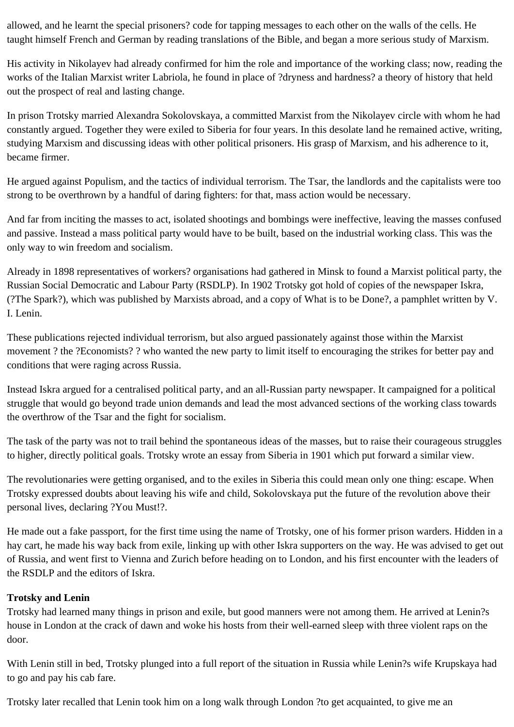allowed, and he learnt the special prisoners? code for tapping messages to each other on the walls of the cells. He taught himself French and German by reading translations of the Bible, and began a more serious study of Marxism.

His activity in Nikolayev had already confirmed for him the role and importance of the working class; now, reading the works of the Italian Marxist writer Labriola, he found in place of ?dryness and hardness? a theory of history that held out the prospect of real and lasting change.

In prison Trotsky married Alexandra Sokolovskaya, a committed Marxist from the Nikolayev circle with whom he had constantly argued. Together they were exiled to Siberia for four years. In this desolate land he remained active, writing, studying Marxism and discussing ideas with other political prisoners. His grasp of Marxism, and his adherence to it, became firmer.

He argued against Populism, and the tactics of individual terrorism. The Tsar, the landlords and the capitalists were too strong to be overthrown by a handful of daring fighters: for that, mass action would be necessary.

And far from inciting the masses to act, isolated shootings and bombings were ineffective, leaving the masses confused and passive. Instead a mass political party would have to be built, based on the industrial working class. This was the only way to win freedom and socialism.

Already in 1898 representatives of workers? organisations had gathered in Minsk to found a Marxist political party, the Russian Social Democratic and Labour Party (RSDLP). In 1902 Trotsky got hold of copies of the newspaper Iskra, (?The Spark?), which was published by Marxists abroad, and a copy of What is to be Done?, a pamphlet written by V. I. Lenin.

These publications rejected individual terrorism, but also argued passionately against those within the Marxist movement ? the ?Economists? ? who wanted the new party to limit itself to encouraging the strikes for better pay and conditions that were raging across Russia.

Instead Iskra argued for a centralised political party, and an all-Russian party newspaper. It campaigned for a political struggle that would go beyond trade union demands and lead the most advanced sections of the working class towards the overthrow of the Tsar and the fight for socialism.

The task of the party was not to trail behind the spontaneous ideas of the masses, but to raise their courageous struggles to higher, directly political goals. Trotsky wrote an essay from Siberia in 1901 which put forward a similar view.

The revolutionaries were getting organised, and to the exiles in Siberia this could mean only one thing: escape. When Trotsky expressed doubts about leaving his wife and child, Sokolovskaya put the future of the revolution above their personal lives, declaring ?You Must!?.

He made out a fake passport, for the first time using the name of Trotsky, one of his former prison warders. Hidden in a hay cart, he made his way back from exile, linking up with other Iskra supporters on the way. He was advised to get out of Russia, and went first to Vienna and Zurich before heading on to London, and his first encounter with the leaders of the RSDLP and the editors of Iskra.

**Trotsky and Lenin**

Trotsky had learned many things in prison and exile, but good manners were not among them. He arrived at Lenin?s house in London at the crack of dawn and woke his hosts from their well-earned sleep with three violent raps on the door.

With Lenin still in bed, Trotsky plunged into a full report of the situation in Russia while Lenin?s wife Krupskaya had to go and pay his cab fare.

Trotsky later recalled that Lenin took him on a long walk through London ?to get acquainted, to give me an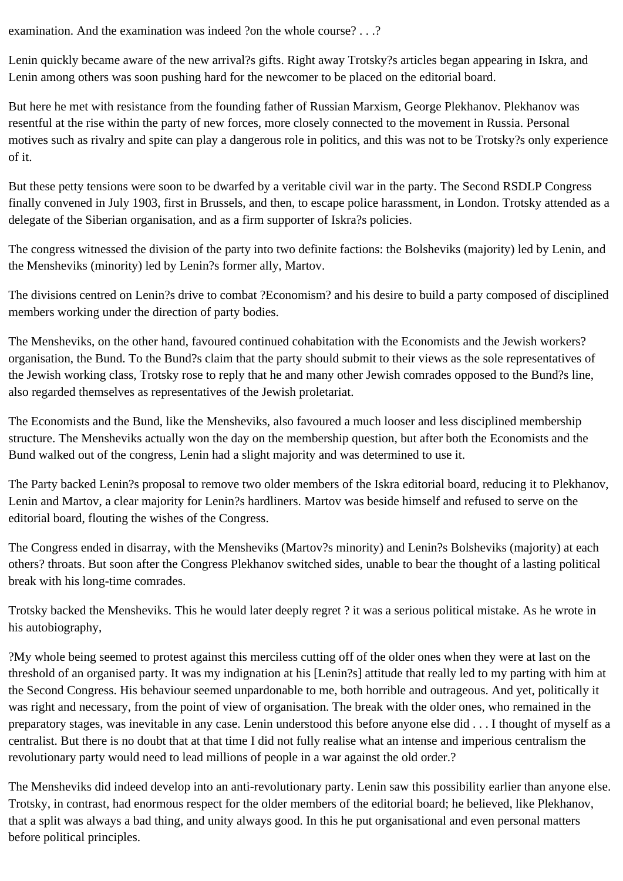examination. And the examination was indeed ?on the whole course? . . .?

Lenin quickly became aware of the new arrival?s gifts. Right away Trotsky?s articles began appearing in Iskra, and Lenin among others was soon pushing hard for the newcomer to be placed on the editorial board.

But here he met with resistance from the founding father of Russian Marxism, George Plekhanov. Plekhanov was resentful at the rise within the party of new forces, more closely connected to the movement in Russia. Personal motives such as rivalry and spite can play a dangerous role in politics, and this was not to be Trotsky?s only experience of it.

But these petty tensions were soon to be dwarfed by a veritable civil war in the party. The Second RSDLP Congress finally convened in July 1903, first in Brussels, and then, to escape police harassment, in London. Trotsky attended as a delegate of the Siberian organisation, and as a firm supporter of Iskra?s policies.

The congress witnessed the division of the party into two definite factions: the Bolsheviks (majority) led by Lenin, and the Mensheviks (minority) led by Lenin?s former ally, Martov.

The divisions centred on Lenin?s drive to combat ?Economism? and his desire to build a party composed of disciplined members working under the direction of party bodies.

The Mensheviks, on the other hand, favoured continued cohabitation with the Economists and the Jewish workers? organisation, the Bund. To the Bund?s claim that the party should submit to their views as the sole representatives of the Jewish working class, Trotsky rose to reply that he and many other Jewish comrades opposed to the Bund?s line, also regarded themselves as representatives of the Jewish proletariat.

The Economists and the Bund, like the Mensheviks, also favoured a much looser and less disciplined membership structure. The Mensheviks actually won the day on the membership question, but after both the Economists and the Bund walked out of the congress, Lenin had a slight majority and was determined to use it.

The Party backed Lenin?s proposal to remove two older members of the Iskra editorial board, reducing it to Plekhanov, Lenin and Martov, a clear majority for Lenin?s hardliners. Martov was beside himself and refused to serve on the editorial board, flouting the wishes of the Congress.

The Congress ended in disarray, with the Mensheviks (Martov?s minority) and Lenin?s Bolsheviks (majority) at each others? throats. But soon after the Congress Plekhanov switched sides, unable to bear the thought of a lasting political break with his long-time comrades.

Trotsky backed the Mensheviks. This he would later deeply regret ? it was a serious political mistake. As he wrote in his autobiography,

?My whole being seemed to protest against this merciless cutting off of the older ones when they were at last on the threshold of an organised party. It was my indignation at his [Lenin?s] attitude that really led to my parting with him at the Second Congress. His behaviour seemed unpardonable to me, both horrible and outrageous. And yet, politically it was right and necessary, from the point of view of organisation. The break with the older ones, who remained in the preparatory stages, was inevitable in any case. Lenin understood this before anyone else did . . . I thought of myself as a centralist. But there is no doubt that at that time I did not fully realise what an intense and imperious centralism the revolutionary party would need to lead millions of people in a war against the old order.?

The Mensheviks did indeed develop into an anti-revolutionary party. Lenin saw this possibility earlier than anyone else. Trotsky, in contrast, had enormous respect for the older members of the editorial board; he believed, like Plekhanov, that a split was always a bad thing, and unity always good. In this he put organisational and even personal matters before political principles.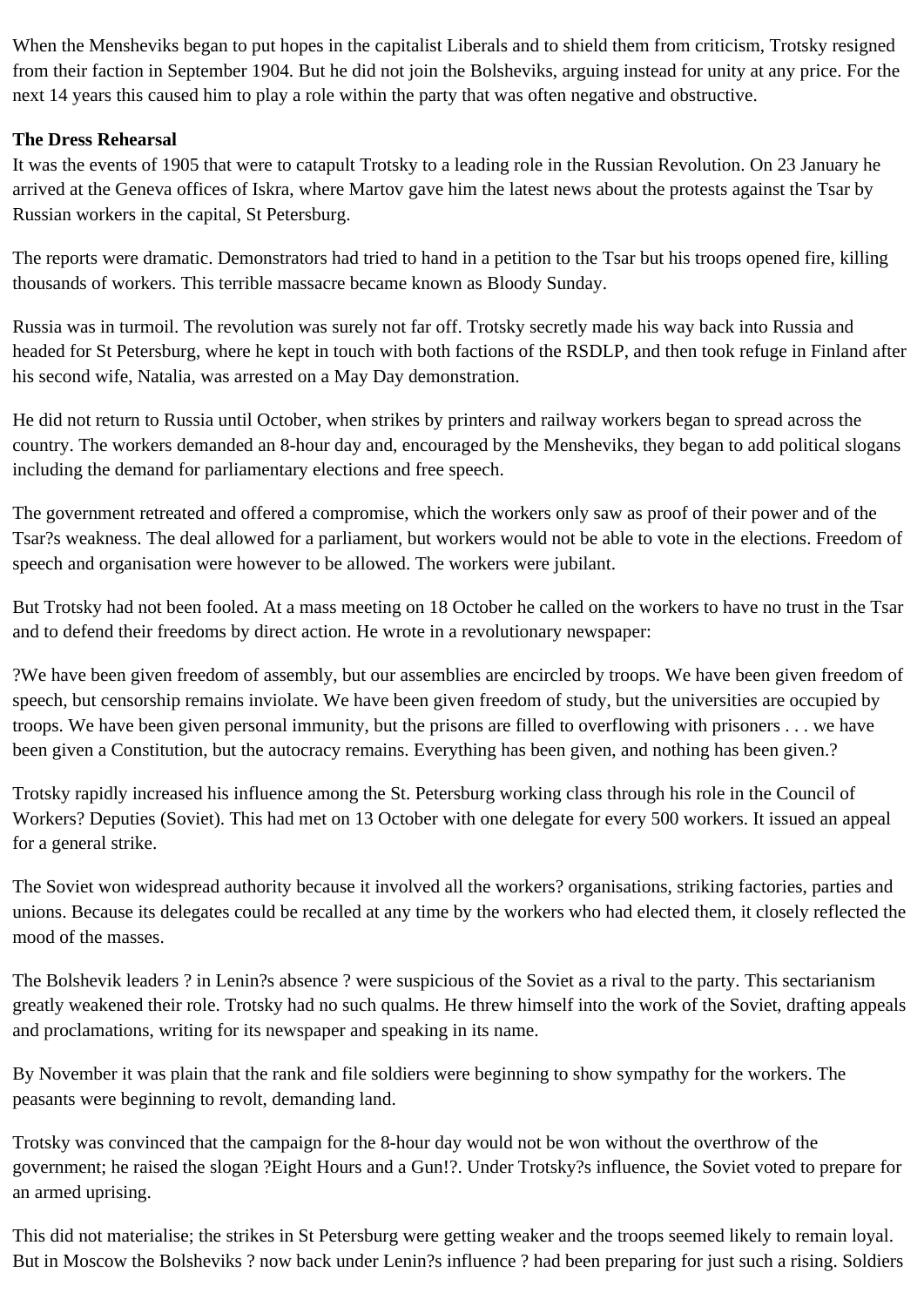When the Mensheviks began to put hopes in the capitalist Liberals and to shield them from criticism, Trotsky resigned from their faction in September 1904. But he did not join the Bolsheviks, arguing instead for unity at any price. For the next 14 years this caused him to play a role within the party that was often negative and obstructive.

**The Dress Rehearsal**

It was the events of 1905 that were to catapult Trotsky to a leading role in the Russian Revolution. On 23 January he arrived at the Geneva offices of Iskra, where Martov gave him the latest news about the protests against the Tsar by Russian workers in the capital, St Petersburg.

The reports were dramatic. Demonstrators had tried to hand in a petition to the Tsar but his troops opened fire, killing thousands of workers. This terrible massacre became known as Bloody Sunday.

Russia was in turmoil. The revolution was surely not far off. Trotsky secretly made his way back into Russia and headed for St Petersburg, where he kept in touch with both factions of the RSDLP, and then took refuge in Finland after his second wife, Natalia, was arrested on a May Day demonstration.

He did not return to Russia until October, when strikes by printers and railway workers began to spread across the country. The workers demanded an 8-hour day and, encouraged by the Mensheviks, they began to add political slogans including the demand for parliamentary elections and free speech.

The government retreated and offered a compromise, which the workers only saw as proof of their power and of the Tsar?s weakness. The deal allowed for a parliament, but workers would not be able to vote in the elections. Freedom of speech and organisation were however to be allowed. The workers were jubilant.

But Trotsky had not been fooled. At a mass meeting on 18 October he called on the workers to have no trust in the Tsar and to defend their freedoms by direct action. He wrote in a revolutionary newspaper:

?We have been given freedom of assembly, but our assemblies are encircled by troops. We have been given freedom of speech, but censorship remains inviolate. We have been given freedom of study, but the universities are occupied by troops. We have been given personal immunity, but the prisons are filled to overflowing with prisoners . . . we have been given a Constitution, but the autocracy remains. Everything has been given, and nothing has been given.?

Trotsky rapidly increased his influence among the St. Petersburg working class through his role in the Council of Workers? Deputies (Soviet). This had met on 13 October with one delegate for every 500 workers. It issued an appeal for a general strike.

The Soviet won widespread authority because it involved all the workers? organisations, striking factories, parties and unions. Because its delegates could be recalled at any time by the workers who had elected them, it closely reflected the mood of the masses.

The Bolshevik leaders ? in Lenin?s absence ? were suspicious of the Soviet as a rival to the party. This sectarianism greatly weakened their role. Trotsky had no such qualms. He threw himself into the work of the Soviet, drafting appeals and proclamations, writing for its newspaper and speaking in its name.

By November it was plain that the rank and file soldiers were beginning to show sympathy for the workers. The peasants were beginning to revolt, demanding land.

Trotsky was convinced that the campaign for the 8-hour day would not be won without the overthrow of the government; he raised the slogan ?Eight Hours and a Gun!?. Under Trotsky?s influence, the Soviet voted to prepare for an armed uprising.

This did not materialise; the strikes in St Petersburg were getting weaker and the troops seemed likely to remain loyal. But in Moscow the Bolsheviks ? now back under Lenin?s influence ? had been preparing for just such a rising. Soldiers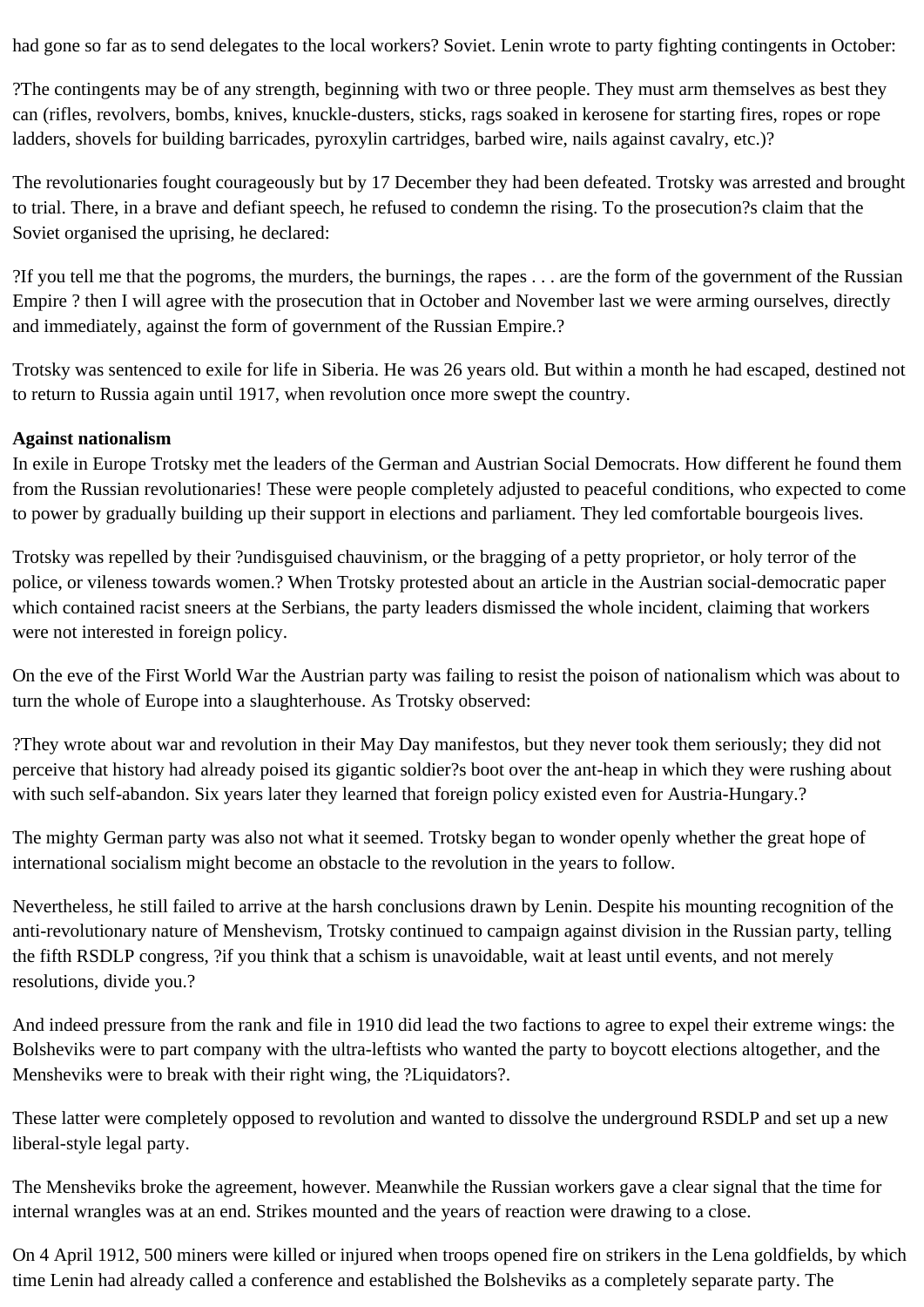had gone so far as to send delegates to the local workers? Soviet. Lenin wrote to party fighting contingents in October:

?The contingents may be of any strength, beginning with two or three people. They must arm themselves as best they can (rifles, revolvers, bombs, knives, knuckle-dusters, sticks, rags soaked in kerosene for starting fires, ropes or rope ladders, shovels for building barricades, pyroxylin cartridges, barbed wire, nails against cavalry, etc.)?

The revolutionaries fought courageously but by 17 December they had been defeated. Trotsky was arrested and brought to trial. There, in a brave and defiant speech, he refused to condemn the rising. To the prosecution?s claim that the Soviet organised the uprising, he declared:

?If you tell me that the pogroms, the murders, the burnings, the rapes . . . are the form of the government of the Russian Empire ? then I will agree with the prosecution that in October and November last we were arming ourselves, directly and immediately, against the form of government of the Russian Empire.?

Trotsky was sentenced to exile for life in Siberia. He was 26 years old. But within a month he had escaped, destined not to return to Russia again until 1917, when revolution once more swept the country.

**Against nationalism**

In exile in Europe Trotsky met the leaders of the German and Austrian Social Democrats. How different he found them from the Russian revolutionaries! These were people completely adjusted to peaceful conditions, who expected to come to power by gradually building up their support in elections and parliament. They led comfortable bourgeois lives.

Trotsky was repelled by their ?undisguised chauvinism, or the bragging of a petty proprietor, or holy terror of the police, or vileness towards women.? When Trotsky protested about an article in the Austrian social-democratic paper which contained racist sneers at the Serbians, the party leaders dismissed the whole incident, claiming that workers were not interested in foreign policy.

On the eve of the First World War the Austrian party was failing to resist the poison of nationalism which was about to turn the whole of Europe into a slaughterhouse. As Trotsky observed:

?They wrote about war and revolution in their May Day manifestos, but they never took them seriously; they did not perceive that history had already poised its gigantic soldier?s boot over the ant-heap in which they were rushing about with such self-abandon. Six years later they learned that foreign policy existed even for Austria-Hungary.?

The mighty German party was also not what it seemed. Trotsky began to wonder openly whether the great hope of international socialism might become an obstacle to the revolution in the years to follow.

Nevertheless, he still failed to arrive at the harsh conclusions drawn by Lenin. Despite his mounting recognition of the anti-revolutionary nature of Menshevism, Trotsky continued to campaign against division in the Russian party, telling the fifth RSDLP congress, ?if you think that a schism is unavoidable, wait at least until events, and not merely resolutions, divide you.?

And indeed pressure from the rank and file in 1910 did lead the two factions to agree to expel their extreme wings: the Bolsheviks were to part company with the ultra-leftists who wanted the party to boycott elections altogether, and the Mensheviks were to break with their right wing, the ?Liquidators?.

These latter were completely opposed to revolution and wanted to dissolve the underground RSDLP and set up a new liberal-style legal party.

The Mensheviks broke the agreement, however. Meanwhile the Russian workers gave a clear signal that the time for internal wrangles was at an end. Strikes mounted and the years of reaction were drawing to a close.

On 4 April 1912, 500 miners were killed or injured when troops opened fire on strikers in the Lena goldfields, by which time Lenin had already called a conference and established the Bolsheviks as a completely separate party. The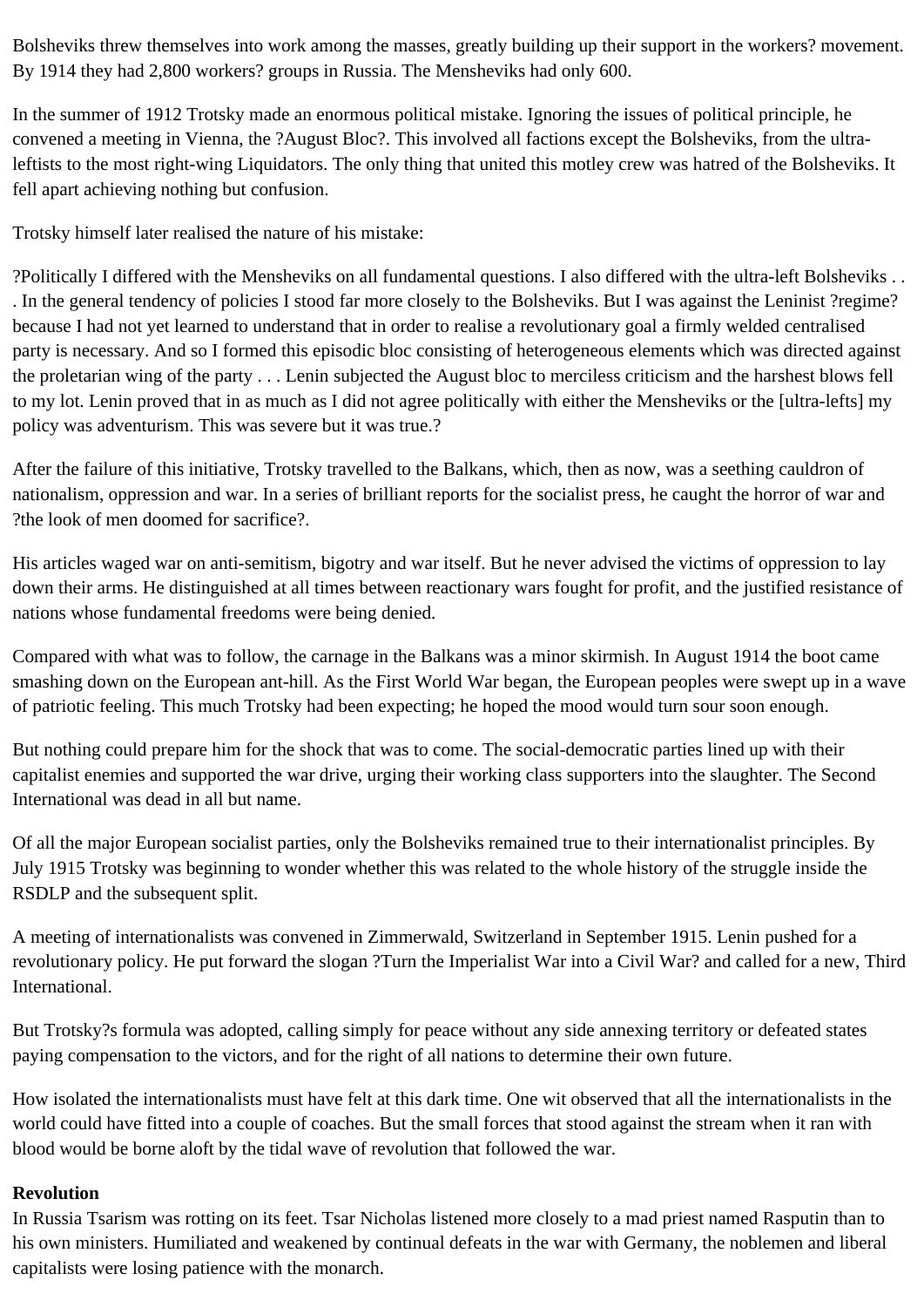Bolsheviks threw themselves into work among the masses, greatly building up their support in the workers? movement. By 1914 they had 2,800 workers? groups in Russia. The Mensheviks had only 600.

In the summer of 1912 Trotsky made an enormous political mistake. Ignoring the issues of political principle, he convened a meeting in Vienna, the ?August Bloc?. This involved all factions except the Bolsheviks, from the ultra-leftists to the most right-wing Liquidators. The only thing that united this motley crew was hatred of the Bolsheviks. It fell apart achieving nothing but confusion.

Trotsky himself later realised the nature of his mistake:

?Politically I differed with the Mensheviks on all fundamental questions. I also differed with the ultra-left Bolsheviks . . . In the general tendency of policies I stood far more closely to the Bolsheviks. But I was against the Leninist ?regime? because I had not yet learned to understand that in order to realise a revolutionary goal a firmly welded centralised party is necessary. And so I formed this episodic bloc consisting of heterogeneous elements which was directed against the proletarian wing of the party . . . Lenin subjected the August bloc to merciless criticism and the harshest blows fell to my lot. Lenin proved that in as much as I did not agree politically with either the Mensheviks or the [ultra-lefts] my policy was adventurism. This was severe but it was true.?

After the failure of this initiative, Trotsky travelled to the Balkans, which, then as now, was a seething cauldron of nationalism, oppression and war. In a series of brilliant reports for the socialist press, he caught the horror of war and ?the look of men doomed for sacrifice?.

His articles waged war on anti-semitism, bigotry and war itself. But he never advised the victims of oppression to lay down their arms. He distinguished at all times between reactionary wars fought for profit, and the justified resistance of nations whose fundamental freedoms were being denied.

Compared with what was to follow, the carnage in the Balkans was a minor skirmish. In August 1914 the boot came smashing down on the European ant-hill. As the First World War began, the European peoples were swept up in a wave of patriotic feeling. This much Trotsky had been expecting; he hoped the mood would turn sour soon enough.

But nothing could prepare him for the shock that was to come. The social-democratic parties lined up with their capitalist enemies and supported the war drive, urging their working class supporters into the slaughter. The Second International was dead in all but name.

Of all the major European socialist parties, only the Bolsheviks remained true to their internationalist principles. By July 1915 Trotsky was beginning to wonder whether this was related to the whole history of the struggle inside the RSDLP and the subsequent split.

A meeting of internationalists was convened in Zimmerwald, Switzerland in September 1915. Lenin pushed for a revolutionary policy. He put forward the slogan ?Turn the Imperialist War into a Civil War? and called for a new, Third International.

But Trotsky?s formula was adopted, calling simply for peace without any side annexing territory or defeated states paying compensation to the victors, and for the right of all nations to determine their own future.

How isolated the internationalists must have felt at this dark time. One wit observed that all the internationalists in the world could have fitted into a couple of coaches. But the small forces that stood against the stream when it ran with blood would be borne aloft by the tidal wave of revolution that followed the war.

**Revolution**

In Russia Tsarism was rotting on its feet. Tsar Nicholas listened more closely to a mad priest named Rasputin than to his own ministers. Humiliated and weakened by continual defeats in the war with Germany, the noblemen and liberal capitalists were losing patience with the monarch.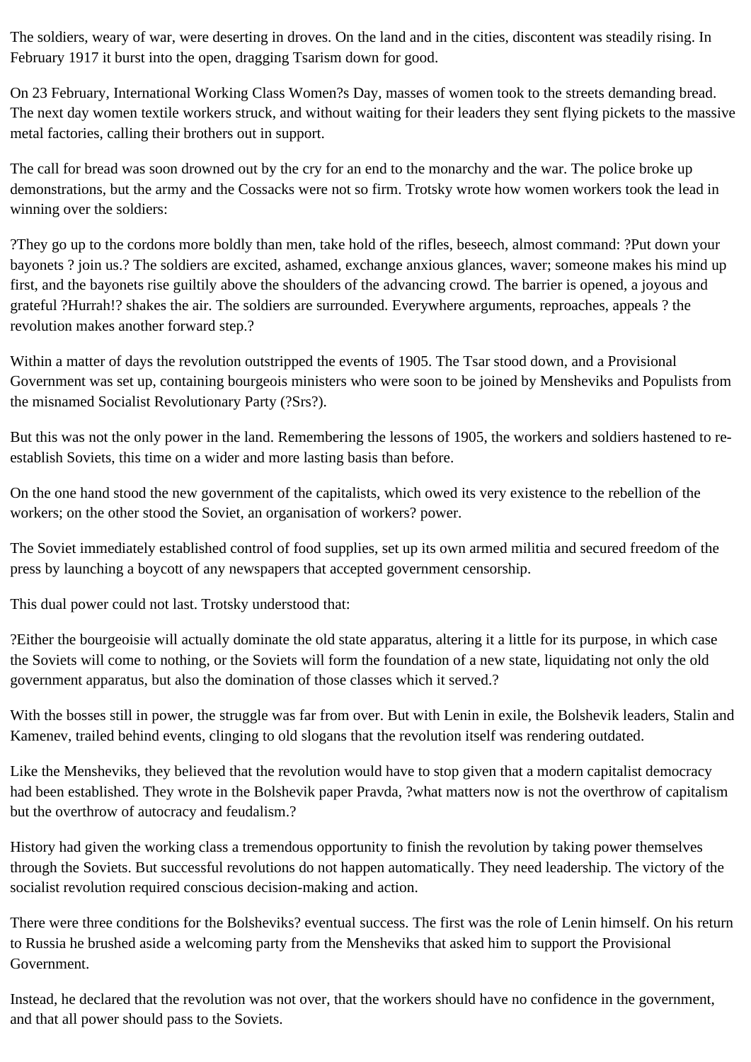The soldiers, weary of war, were deserting in droves. On the land and in the cities, discontent was steadily rising. In February 1917 it burst into the open, dragging Tsarism down for good.

On 23 February, International Working Class Women?s Day, masses of women took to the streets demanding bread. The next day women textile workers struck, and without waiting for their leaders they sent flying pickets to the massive metal factories, calling their brothers out in support.

The call for bread was soon drowned out by the cry for an end to the monarchy and the war. The police broke up demonstrations, but the army and the Cossacks were not so firm. Trotsky wrote how women workers took the lead in winning over the soldiers:

?They go up to the cordons more boldly than men, take hold of the rifles, beseech, almost command: ?Put down your bayonets ? join us.? The soldiers are excited, ashamed, exchange anxious glances, waver; someone makes his mind up first, and the bayonets rise guiltily above the shoulders of the advancing crowd. The barrier is opened, a joyous and grateful ?Hurrah!? shakes the air. The soldiers are surrounded. Everywhere arguments, reproaches, appeals ? the revolution makes another forward step.?

Within a matter of days the revolution outstripped the events of 1905. The Tsar stood down, and a Provisional Government was set up, containing bourgeois ministers who were soon to be joined by Mensheviks and Populists from the misnamed Socialist Revolutionary Party (?Srs?).

But this was not the only power in the land. Remembering the lessons of 1905, the workers and soldiers hastened to re-establish Soviets, this time on a wider and more lasting basis than before.

On the one hand stood the new government of the capitalists, which owed its very existence to the rebellion of the workers; on the other stood the Soviet, an organisation of workers? power.

The Soviet immediately established control of food supplies, set up its own armed militia and secured freedom of the press by launching a boycott of any newspapers that accepted government censorship.

This dual power could not last. Trotsky understood that:

?Either the bourgeoisie will actually dominate the old state apparatus, altering it a little for its purpose, in which case the Soviets will come to nothing, or the Soviets will form the foundation of a new state, liquidating not only the old government apparatus, but also the domination of those classes which it served.?

With the bosses still in power, the struggle was far from over. But with Lenin in exile, the Bolshevik leaders, Stalin and Kamenev, trailed behind events, clinging to old slogans that the revolution itself was rendering outdated.

Like the Mensheviks, they believed that the revolution would have to stop given that a modern capitalist democracy had been established. They wrote in the Bolshevik paper Pravda, ?what matters now is not the overthrow of capitalism but the overthrow of autocracy and feudalism.?

History had given the working class a tremendous opportunity to finish the revolution by taking power themselves through the Soviets. But successful revolutions do not happen automatically. They need leadership. The victory of the socialist revolution required conscious decision-making and action.

There were three conditions for the Bolsheviks? eventual success. The first was the role of Lenin himself. On his return to Russia he brushed aside a welcoming party from the Mensheviks that asked him to support the Provisional Government.

Instead, he declared that the revolution was not over, that the workers should have no confidence in the government, and that all power should pass to the Soviets.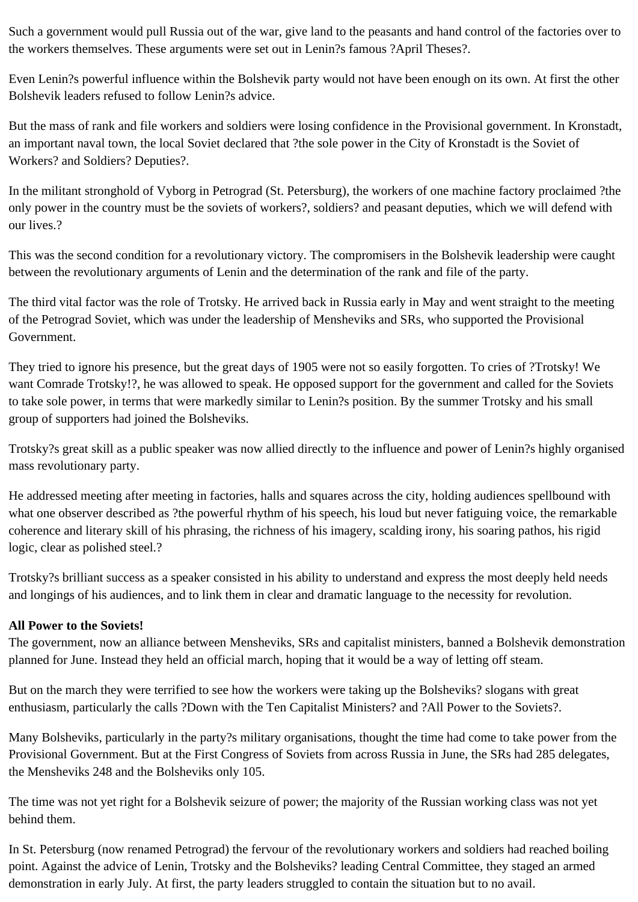Such a government would pull Russia out of the war, give land to the peasants and hand control of the factories over to the workers themselves. These arguments were set out in Lenin?s famous ?April Theses?.

Even Lenin?s powerful influence within the Bolshevik party would not have been enough on its own. At first the other Bolshevik leaders refused to follow Lenin?s advice.

But the mass of rank and file workers and soldiers were losing confidence in the Provisional government. In Kronstadt, an important naval town, the local Soviet declared that ?the sole power in the City of Kronstadt is the Soviet of Workers? and Soldiers? Deputies?.

In the militant stronghold of Vyborg in Petrograd (St. Petersburg), the workers of one machine factory proclaimed ?the only power in the country must be the soviets of workers?, soldiers? and peasant deputies, which we will defend with our lives.?

This was the second condition for a revolutionary victory. The compromisers in the Bolshevik leadership were caught between the revolutionary arguments of Lenin and the determination of the rank and file of the party.

The third vital factor was the role of Trotsky. He arrived back in Russia early in May and went straight to the meeting of the Petrograd Soviet, which was under the leadership of Mensheviks and SRs, who supported the Provisional Government.

They tried to ignore his presence, but the great days of 1905 were not so easily forgotten. To cries of ?Trotsky! We want Comrade Trotsky!?, he was allowed to speak. He opposed support for the government and called for the Soviets to take sole power, in terms that were markedly similar to Lenin?s position. By the summer Trotsky and his small group of supporters had joined the Bolsheviks.

Trotsky?s great skill as a public speaker was now allied directly to the influence and power of Lenin?s highly organised mass revolutionary party.

He addressed meeting after meeting in factories, halls and squares across the city, holding audiences spellbound with what one observer described as ?the powerful rhythm of his speech, his loud but never fatiguing voice, the remarkable coherence and literary skill of his phrasing, the richness of his imagery, scalding irony, his soaring pathos, his rigid logic, clear as polished steel.?

Trotsky?s brilliant success as a speaker consisted in his ability to understand and express the most deeply held needs and longings of his audiences, and to link them in clear and dramatic language to the necessity for revolution.

**All Power to the Soviets!**

The government, now an alliance between Mensheviks, SRs and capitalist ministers, banned a Bolshevik demonstration planned for June. Instead they held an official march, hoping that it would be a way of letting off steam.

But on the march they were terrified to see how the workers were taking up the Bolsheviks? slogans with great enthusiasm, particularly the calls ?Down with the Ten Capitalist Ministers? and ?All Power to the Soviets?.

Many Bolsheviks, particularly in the party?s military organisations, thought the time had come to take power from the Provisional Government. But at the First Congress of Soviets from across Russia in June, the SRs had 285 delegates, the Mensheviks 248 and the Bolsheviks only 105.

The time was not yet right for a Bolshevik seizure of power; the majority of the Russian working class was not yet behind them.

In St. Petersburg (now renamed Petrograd) the fervour of the revolutionary workers and soldiers had reached boiling point. Against the advice of Lenin, Trotsky and the Bolsheviks? leading Central Committee, they staged an armed demonstration in early July. At first, the party leaders struggled to contain the situation but to no avail.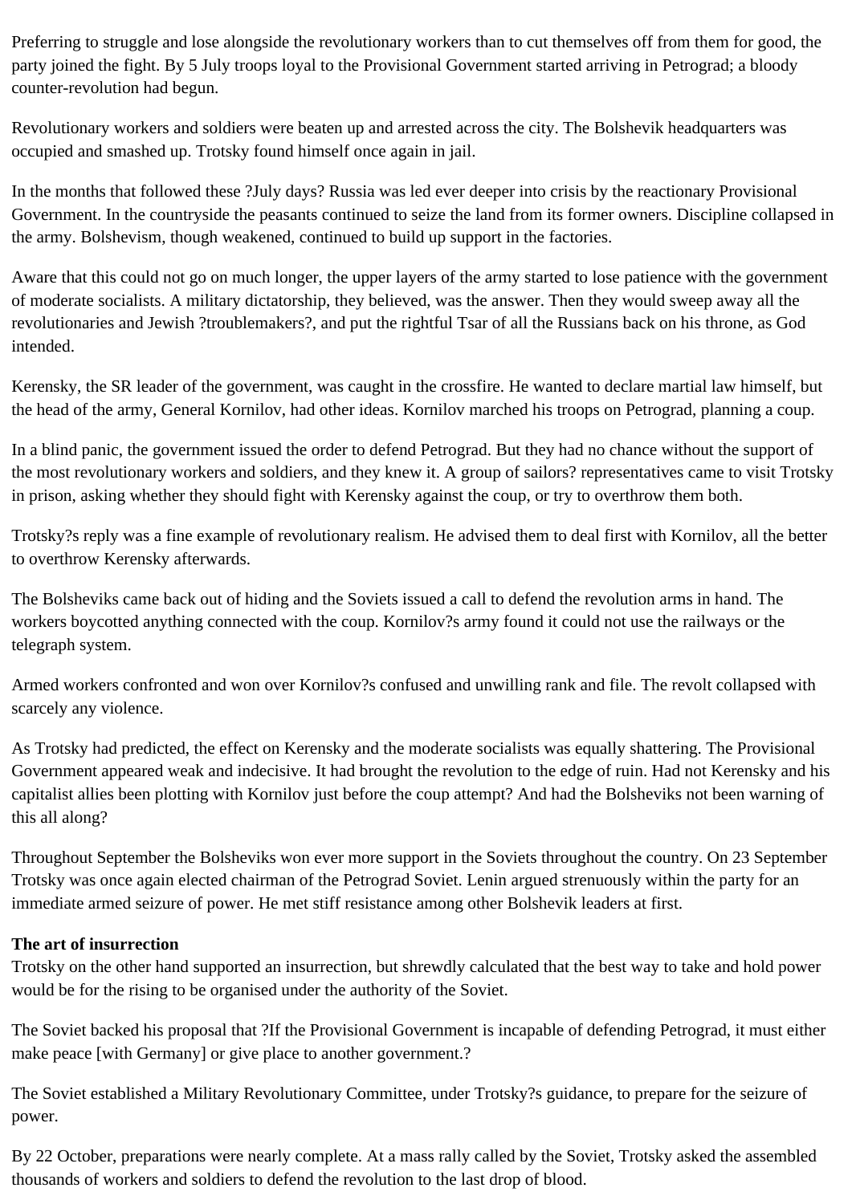Preferring to struggle and lose alongside the revolutionary workers than to cut themselves off from them for good, the party joined the fight. By 5 July troops loyal to the Provisional Government started arriving in Petrograd; a bloody counter-revolution had begun.

Revolutionary workers and soldiers were beaten up and arrested across the city. The Bolshevik headquarters was occupied and smashed up. Trotsky found himself once again in jail.

In the months that followed these ?July days? Russia was led ever deeper into crisis by the reactionary Provisional Government. In the countryside the peasants continued to seize the land from its former owners. Discipline collapsed in the army. Bolshevism, though weakened, continued to build up support in the factories.

Aware that this could not go on much longer, the upper layers of the army started to lose patience with the government of moderate socialists. A military dictatorship, they believed, was the answer. Then they would sweep away all the revolutionaries and Jewish ?troublemakers?, and put the rightful Tsar of all the Russians back on his throne, as God intended.

Kerensky, the SR leader of the government, was caught in the crossfire. He wanted to declare martial law himself, but the head of the army, General Kornilov, had other ideas. Kornilov marched his troops on Petrograd, planning a coup.

In a blind panic, the government issued the order to defend Petrograd. But they had no chance without the support of the most revolutionary workers and soldiers, and they knew it. A group of sailors? representatives came to visit Trotsky in prison, asking whether they should fight with Kerensky against the coup, or try to overthrow them both.

Trotsky?s reply was a fine example of revolutionary realism. He advised them to deal first with Kornilov, all the better to overthrow Kerensky afterwards.

The Bolsheviks came back out of hiding and the Soviets issued a call to defend the revolution arms in hand. The workers boycotted anything connected with the coup. Kornilov?s army found it could not use the railways or the telegraph system.

Armed workers confronted and won over Kornilov?s confused and unwilling rank and file. The revolt collapsed with scarcely any violence.

As Trotsky had predicted, the effect on Kerensky and the moderate socialists was equally shattering. The Provisional Government appeared weak and indecisive. It had brought the revolution to the edge of ruin. Had not Kerensky and his capitalist allies been plotting with Kornilov just before the coup attempt? And had the Bolsheviks not been warning of this all along?

Throughout September the Bolsheviks won ever more support in the Soviets throughout the country. On 23 September Trotsky was once again elected chairman of the Petrograd Soviet. Lenin argued strenuously within the party for an immediate armed seizure of power. He met stiff resistance among other Bolshevik leaders at first.

**The art of insurrection**

Trotsky on the other hand supported an insurrection, but shrewdly calculated that the best way to take and hold power would be for the rising to be organised under the authority of the Soviet.

The Soviet backed his proposal that ?If the Provisional Government is incapable of defending Petrograd, it must either make peace [with Germany] or give place to another government.?

The Soviet established a Military Revolutionary Committee, under Trotsky?s guidance, to prepare for the seizure of power.

By 22 October, preparations were nearly complete. At a mass rally called by the Soviet, Trotsky asked the assembled thousands of workers and soldiers to defend the revolution to the last drop of blood.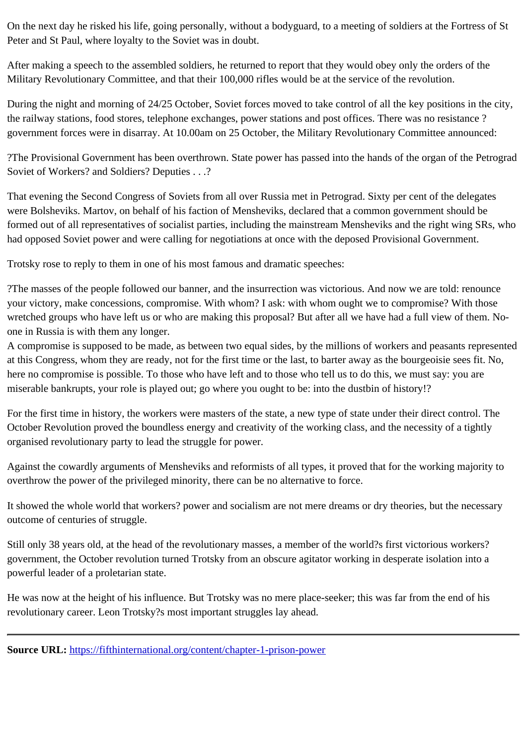On the next day he risked his life, going personally, without a bodyguard, to a meeting of soldiers at the Fortress of St Peter and St Paul, where loyalty to the Soviet was in doubt.

After making a speech to the assembled soldiers, he returned to report that they would obey only the orders of the Military Revolutionary Committee, and that their 100,000 rifles would be at the service of the revolution.

During the night and morning of 24/25 October, Soviet forces moved to take control of all the key positions in the city, the railway stations, food stores, telephone exchanges, power stations and post offices. There was no resistance ? government forces were in disarray. At 10.00am on 25 October, the Military Revolutionary Committee announced:

?The Provisional Government has been overthrown. State power has passed into the hands of the organ of the Petrograd Soviet of Workers? and Soldiers? Deputies . . .?

That evening the Second Congress of Soviets from all over Russia met in Petrograd. Sixty per cent of the delegates were Bolsheviks. Martov, on behalf of his faction of Mensheviks, declared that a common government should be formed out of all representatives of socialist parties, including the mainstream Mensheviks and the right wing SRs, who had opposed Soviet power and were calling for negotiations at once with the deposed Provisional Government.

Trotsky rose to reply to them in one of his most famous and dramatic speeches:

?The masses of the people followed our banner, and the insurrection was victorious. And now we are told: renounce your victory, make concessions, compromise. With whom? I ask: with whom ought we to compromise? With those wretched groups who have left us or who are making this proposal? But after all we have had a full view of them. No-one in Russia is with them any longer.
A compromise is supposed to be made, as between two equal sides, by the millions of workers and peasants represented at this Congress, whom they are ready, not for the first time or the last, to barter away as the bourgeoisie sees fit. No, here no compromise is possible. To those who have left and to those who tell us to do this, we must say: you are miserable bankrupts, your role is played out; go where you ought to be: into the dustbin of history!?

For the first time in history, the workers were masters of the state, a new type of state under their direct control. The October Revolution proved the boundless energy and creativity of the working class, and the necessity of a tightly organised revolutionary party to lead the struggle for power.

Against the cowardly arguments of Mensheviks and reformists of all types, it proved that for the working majority to overthrow the power of the privileged minority, there can be no alternative to force.

It showed the whole world that workers? power and socialism are not mere dreams or dry theories, but the necessary outcome of centuries of struggle.

Still only 38 years old, at the head of the revolutionary masses, a member of the world?s first victorious workers? government, the October revolution turned Trotsky from an obscure agitator working in desperate isolation into a powerful leader of a proletarian state.

He was now at the height of his influence. But Trotsky was no mere place-seeker; this was far from the end of his revolutionary career. Leon Trotsky?s most important struggles lay ahead.

---

**Source URL:** https://fifthinternational.org/content/chapter-1-prison-power